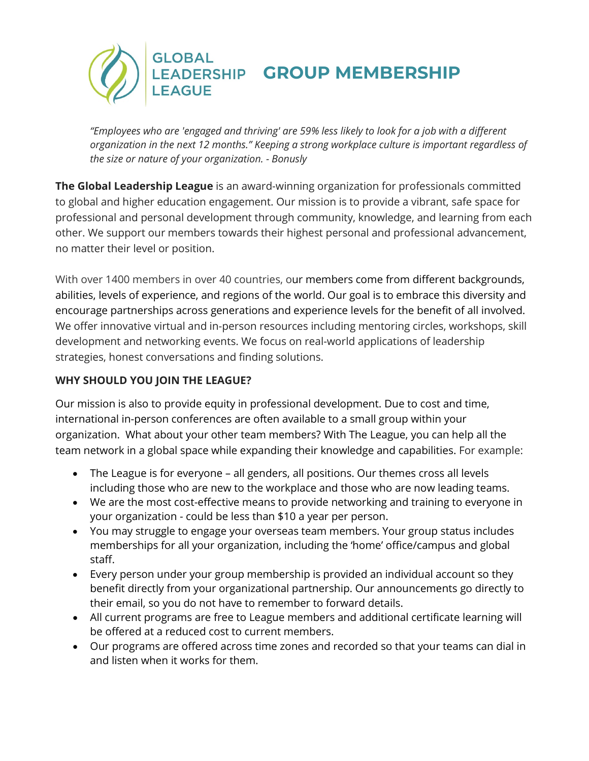# GLOBAL LEADERSHIP LEAGUE GROUP MEMBERSHIP

*"Employees who are 'engaged and thriving' are 59% less likely to look for a job with a different organization in the next 12 months." Keeping a strong workplace culture is important regardless of the size or nature of your organization. - Bonusly*

**The Global Leadership League** is an award-winning organization for professionals committed to global and higher education engagement. Our mission is to provide a vibrant, safe space for professional and personal development through community, knowledge, and learning from each other. We support our members towards their highest personal and professional advancement, no matter their level or position.

With over 1400 members in over 40 countries, our members come from different backgrounds, abilities, levels of experience, and regions of the world. Our goal is to embrace this diversity and encourage partnerships across generations and experience levels for the benefit of all involved. We offer innovative virtual and in-person resources including mentoring circles, workshops, skill development and networking events. We focus on real-world applications of leadership strategies, honest conversations and finding solutions.

**WHY SHOULD YOU JOIN THE LEAGUE?**

Our mission is also to provide equity in professional development. Due to cost and time, international in-person conferences are often available to a small group within your organization. What about your other team members? With The League, you can help all the team network in a global space while expanding their knowledge and capabilities. For example:

- The League is for everyone – all genders, all positions. Our themes cross all levels including those who are new to the workplace and those who are now leading teams.
- We are the most cost-effective means to provide networking and training to everyone in your organization - could be less than $10 a year per person.
- You may struggle to engage your overseas team members. Your group status includes memberships for all your organization, including the 'home' office/campus and global staff.
- Every person under your group membership is provided an individual account so they benefit directly from your organizational partnership. Our announcements go directly to their email, so you do not have to remember to forward details.
- All current programs are free to League members and additional certificate learning will be offered at a reduced cost to current members.
- Our programs are offered across time zones and recorded so that your teams can dial in and listen when it works for them.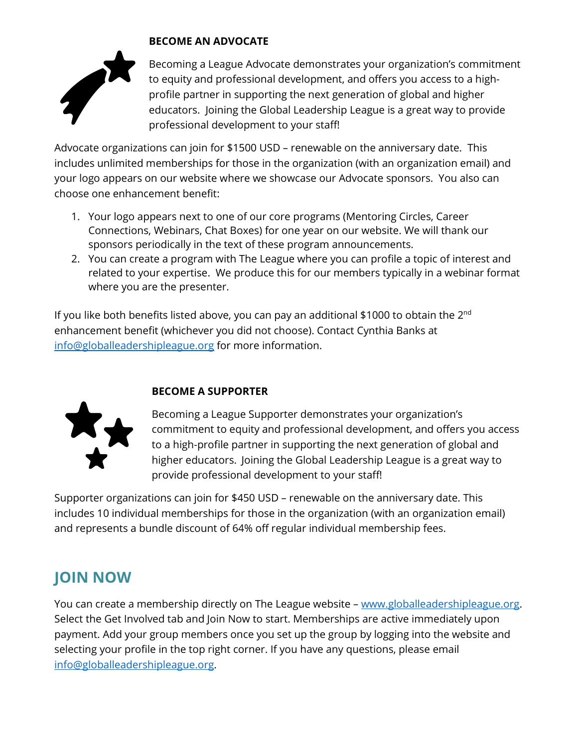### BECOME AN ADVOCATE

Becoming a League Advocate demonstrates your organization's commitment to equity and professional development, and offers you access to a high-profile partner in supporting the next generation of global and higher educators. Joining the Global Leadership League is a great way to provide professional development to your staff!

Advocate organizations can join for $1500 USD – renewable on the anniversary date. This includes unlimited memberships for those in the organization (with an organization email) and your logo appears on our website where we showcase our Advocate sponsors. You also can choose one enhancement benefit:

1. Your logo appears next to one of our core programs (Mentoring Circles, Career Connections, Webinars, Chat Boxes) for one year on our website. We will thank our sponsors periodically in the text of these program announcements.
2. You can create a program with The League where you can profile a topic of interest and related to your expertise. We produce this for our members typically in a webinar format where you are the presenter.

If you like both benefits listed above, you can pay an additional $1000 to obtain the 2nd enhancement benefit (whichever you did not choose). Contact Cynthia Banks at [info@globalleadershipleague.org](mailto:info@globalleadershipleague.org) for more information.

### BECOME A SUPPORTER

Becoming a League Supporter demonstrates your organization's commitment to equity and professional development, and offers you access to a high-profile partner in supporting the next generation of global and higher educators. Joining the Global Leadership League is a great way to provide professional development to your staff!

Supporter organizations can join for $450 USD – renewable on the anniversary date. This includes 10 individual memberships for those in the organization (with an organization email) and represents a bundle discount of 64% off regular individual membership fees.

## JOIN NOW

You can create a membership directly on The League website – [www.globalleadershipleague.org](http://www.globalleadershipleague.org). Select the Get Involved tab and Join Now to start. Memberships are active immediately upon payment. Add your group members once you set up the group by logging into the website and selecting your profile in the top right corner. If you have any questions, please email [info@globalleadershipleague.org](mailto:info@globalleadershipleague.org).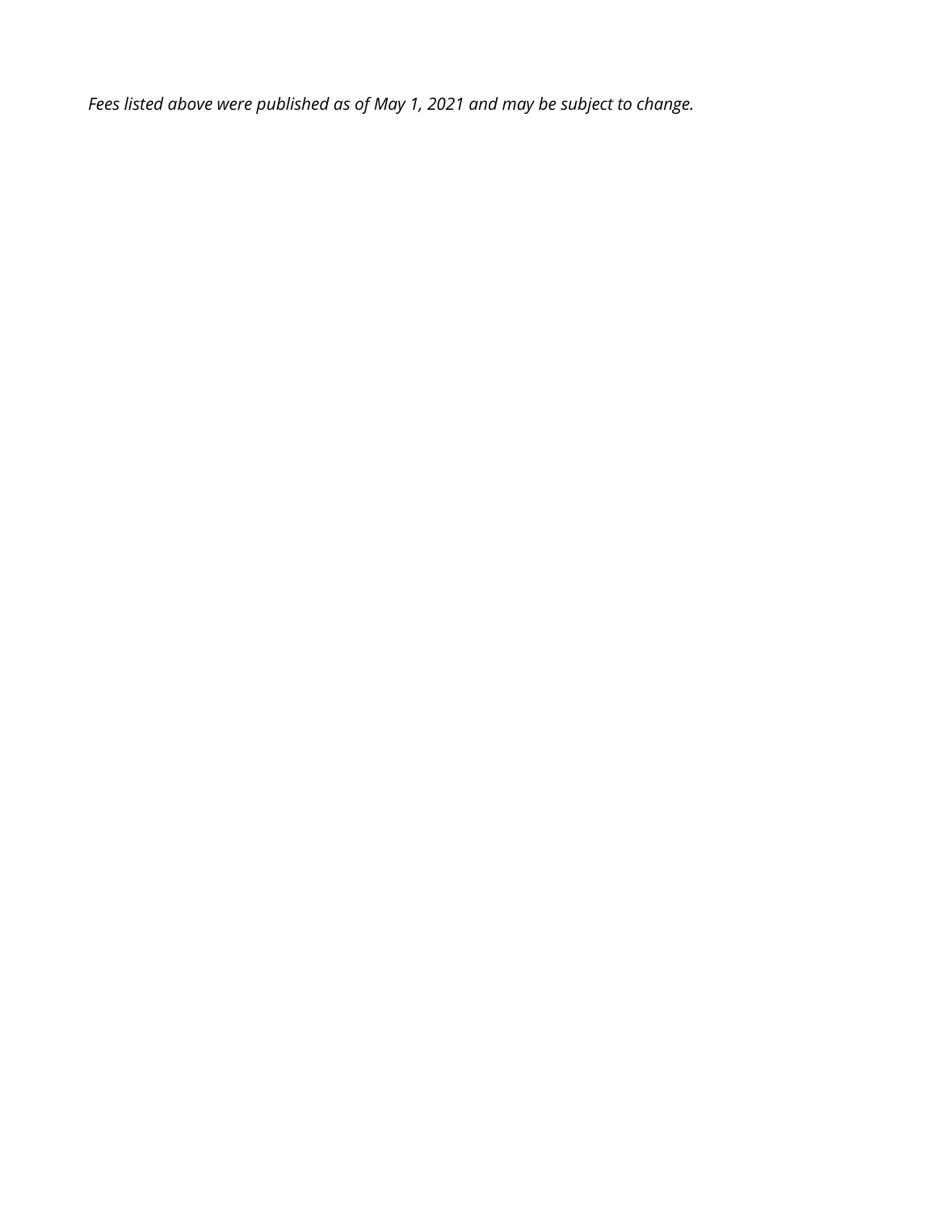*Fees listed above were published as of May 1, 2021 and may be subject to change.*